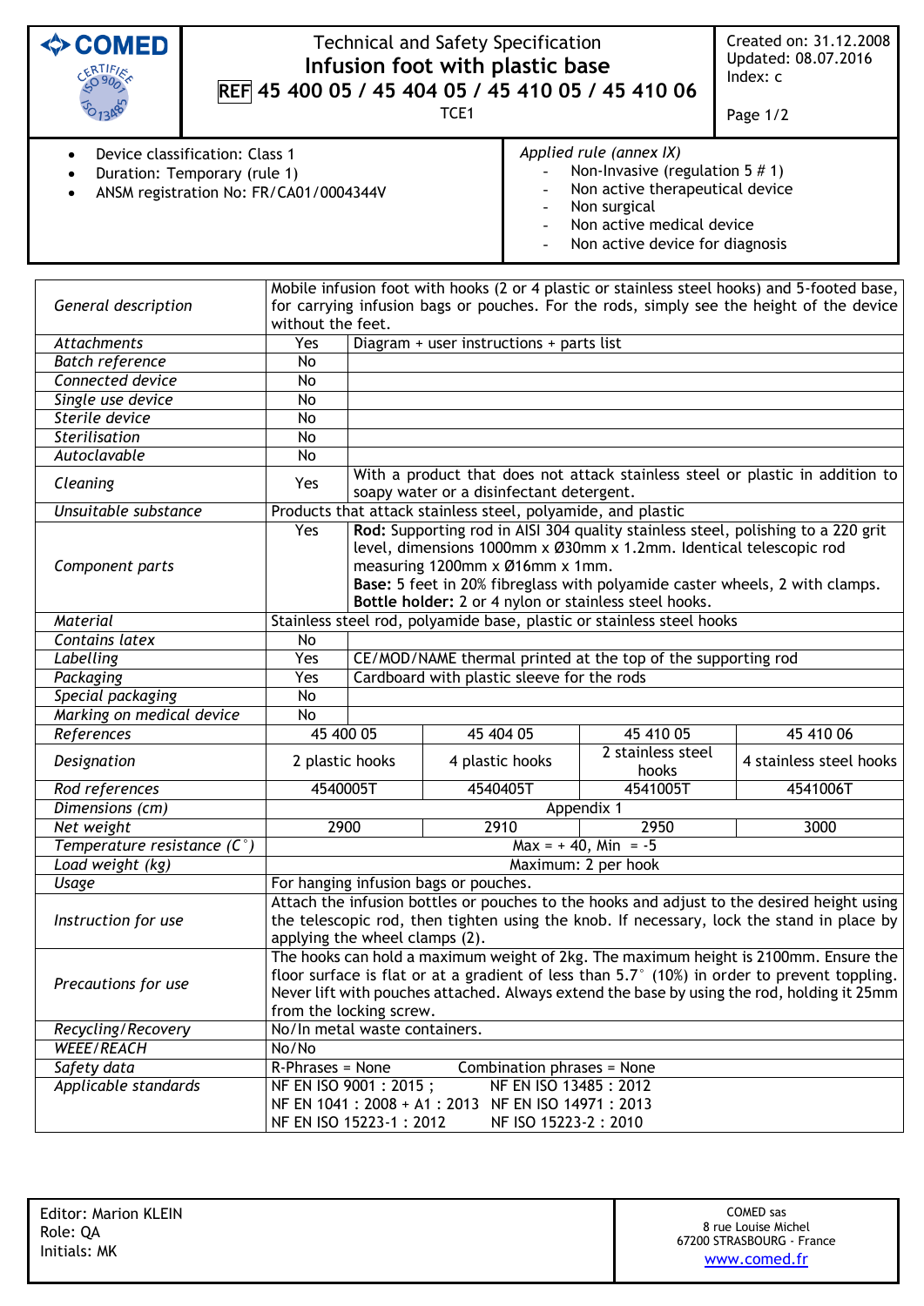# COMED

Technical and Safety Specification

## Infusion foot with plastic base

**REF 45 400 05 / 45 404 05 / 45 410 05 / 45 410 06**

TCE1

Created on: 31.12.2008
Updated: 08.07.2016
Index: c

- Device classification: Class 1
- Duration: Temporary (rule 1)
- ANSM registration No: FR/CA01/0004344V

*Applied rule (annex IX)*

- Non-Invasive (regulation 5 # 1)
- Non active therapeutical device
- Non surgical
- Non active medical device
- Non active device for diagnosis

| | | | | | |
|---|---|---|---|---|---|
| *General description* | Mobile infusion foot with hooks (2 or 4 plastic or stainless steel hooks) and 5-footed base, for carrying infusion bags or pouches. For the rods, simply see the height of the device without the feet. | | | | |
| *Attachments* | Yes | Diagram + user instructions + parts list | | | |
| *Batch reference* | No | | | | |
| *Connected device* | No | | | | |
| *Single use device* | No | | | | |
| *Sterile device* | No | | | | |
| *Sterilisation* | No | | | | |
| *Autoclavable* | No | | | | |
| *Cleaning* | Yes | With a product that does not attack stainless steel or plastic in addition to soapy water or a disinfectant detergent. | | | |
| *Unsuitable substance* | Products that attack stainless steel, polyamide, and plastic | | | | |
| *Component parts* | Yes | **Rod:** Supporting rod in AISI 304 quality stainless steel, polishing to a 220 grit level, dimensions 1000mm x Ø30mm x 1.2mm. Identical telescopic rod measuring 1200mm x Ø16mm x 1mm. **Base:** 5 feet in 20% fibreglass with polyamide caster wheels, 2 with clamps. **Bottle holder:** 2 or 4 nylon or stainless steel hooks. | | | |
| *Material* | Stainless steel rod, polyamide base, plastic or stainless steel hooks | | | | |
| *Contains latex* | No | | | | |
| *Labelling* | Yes | CE/MOD/NAME thermal printed at the top of the supporting rod | | | |
| *Packaging* | Yes | Cardboard with plastic sleeve for the rods | | | |
| *Special packaging* | No | | | | |
| *Marking on medical device* | No | | | | |
| *References* | 45 400 05 | 45 404 05 | 45 410 05 | 45 410 06 | |
| *Designation* | 2 plastic hooks | 4 plastic hooks | 2 stainless steel hooks | 4 stainless steel hooks | |
| *Rod references* | 4540005T | 4540405T | 4541005T | 4541006T | |
| *Dimensions (cm)* | Appendix 1 | | | | |
| *Net weight* | 2900 | 2910 | 2950 | 3000 | |
| *Temperature resistance (C°)* | Max = + 40, Min = -5 | | | | |
| *Load weight (kg)* | Maximum: 2 per hook | | | | |
| *Usage* | For hanging infusion bags or pouches. | | | | |
| *Instruction for use* | Attach the infusion bottles or pouches to the hooks and adjust to the desired height using the telescopic rod, then tighten using the knob. If necessary, lock the stand in place by applying the wheel clamps (2). | | | | |
| *Precautions for use* | The hooks can hold a maximum weight of 2kg. The maximum height is 2100mm. Ensure the floor surface is flat or at a gradient of less than 5.7° (10%) in order to prevent toppling. Never lift with pouches attached. Always extend the base by using the rod, holding it 25mm from the locking screw. | | | | |
| *Recycling/Recovery* | No/In metal waste containers. | | | | |
| *WEEE/REACH* | No/No | | | | |
| *Safety data* | R-Phrases = None Combination phrases = None | | | | |
| *Applicable standards* | NF EN ISO 9001 : 2015 ; NF EN ISO 13485 : 2012<br>NF EN 1041 : 2008 + A1 : 2013 NF EN ISO 14971 : 2013<br>NF EN ISO 15223-1 : 2012 NF ISO 15223-2 : 2010 | | | | |

Editor: Marion KLEIN
Role: QA
Initials: MK

COMED sas
8 rue Louise Michel
67200 STRASBOURG - France
www.comed.fr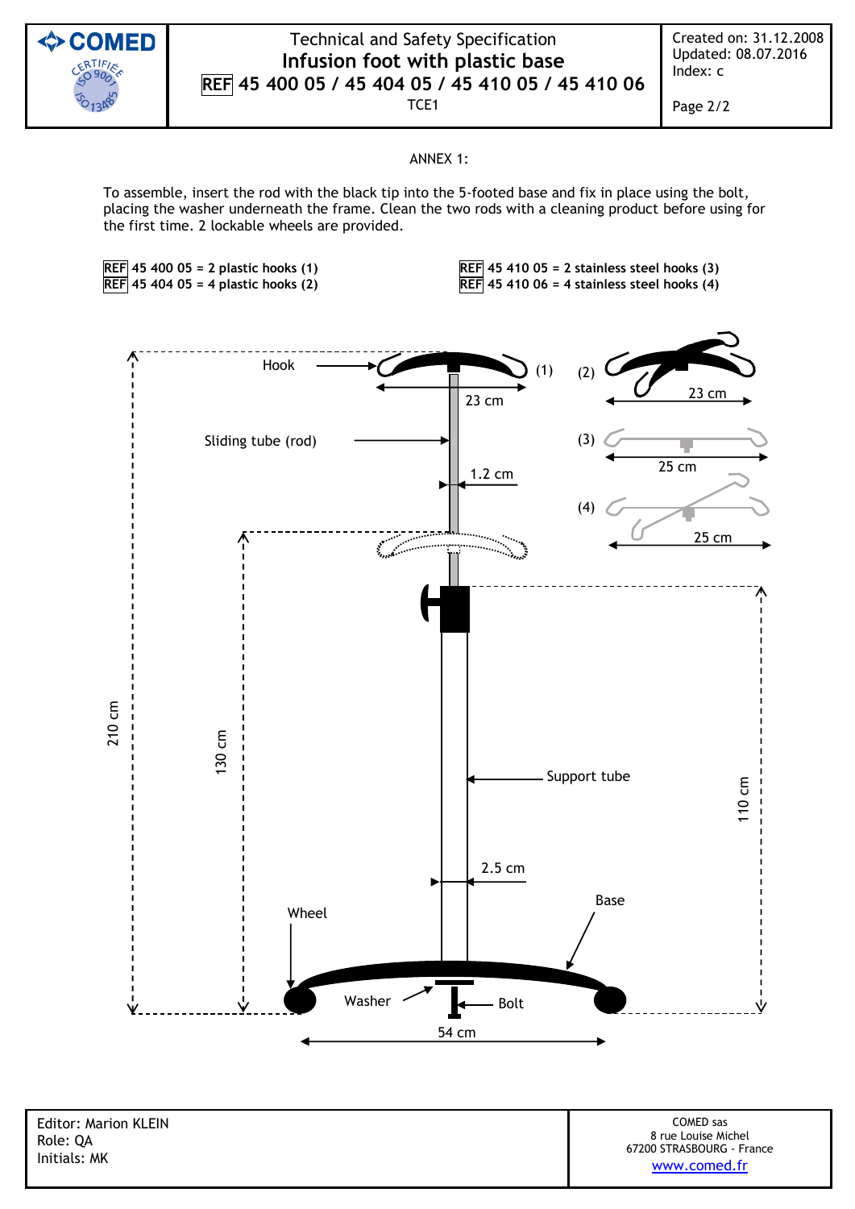ANNEX 1:

To assemble, insert the rod with the black tip into the 5-footed base and fix in place using the bolt, placing the washer underneath the frame. Clean the two rods with a cleaning product before using for the first time. 2 lockable wheels are provided.

**REF 45 400 05 = 2 plastic hooks (1)**
**REF 45 404 05 = 4 plastic hooks (2)**

**REF 45 410 05 = 2 stainless steel hooks (3)**
**REF 45 410 06 = 4 stainless steel hooks (4)**

Hook
(1)
23 cm
(2)
23 cm
Sliding tube (rod)
(3)
25 cm
1.2 cm
(4)
25 cm
210 cm
130 cm
Support tube
110 cm
2.5 cm
Base
Wheel
Washer
Bolt
54 cm

Editor: Marion KLEIN
Role: QA
Initials: MK

COMED sas
8 rue Louise Michel
67200 STRASBOURG - France
www.comed.fr